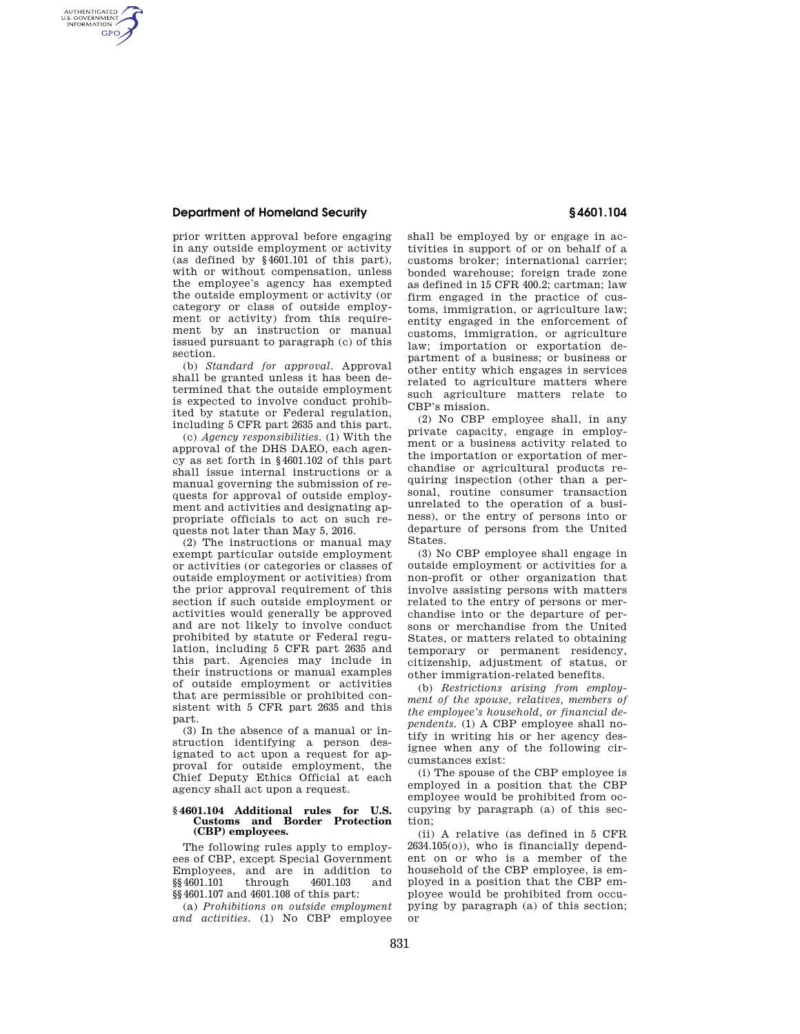prior written approval before engaging in any outside employment or activity (as defined by §4601.101 of this part), with or without compensation, unless the employee's agency has exempted the outside employment or activity (or category or class of outside employment or activity) from this requirement by an instruction or manual issued pursuant to paragraph (c) of this section.

(b) *Standard for approval.* Approval shall be granted unless it has been determined that the outside employment is expected to involve conduct prohibited by statute or Federal regulation, including 5 CFR part 2635 and this part.

(c) *Agency responsibilities.* (1) With the approval of the DHS DAEO, each agency as set forth in §4601.102 of this part shall issue internal instructions or a manual governing the submission of requests for approval of outside employment and activities and designating appropriate officials to act on such requests not later than May 5, 2016.

(2) The instructions or manual may exempt particular outside employment or activities (or categories or classes of outside employment or activities) from the prior approval requirement of this section if such outside employment or activities would generally be approved and are not likely to involve conduct prohibited by statute or Federal regulation, including 5 CFR part 2635 and this part. Agencies may include in their instructions or manual examples of outside employment or activities that are permissible or prohibited consistent with 5 CFR part 2635 and this part.

(3) In the absence of a manual or instruction identifying a person designated to act upon a request for approval for outside employment, the Chief Deputy Ethics Official at each agency shall act upon a request.

### §4601.104 Additional rules for U.S. Customs and Border Protection (CBP) employees.

The following rules apply to employees of CBP, except Special Government Employees, and are in addition to §§4601.101 through 4601.103 and §§4601.107 and 4601.108 of this part:

(a) *Prohibitions on outside employment and activities.* (1) No CBP employee shall be employed by or engage in activities in support of or on behalf of a customs broker; international carrier; bonded warehouse; foreign trade zone as defined in 15 CFR 400.2; cartman; law firm engaged in the practice of customs, immigration, or agriculture law; entity engaged in the enforcement of customs, immigration, or agriculture law; importation or exportation department of a business; or business or other entity which engages in services related to agriculture matters where such agriculture matters relate to CBP's mission.

(2) No CBP employee shall, in any private capacity, engage in employment or a business activity related to the importation or exportation of merchandise or agricultural products requiring inspection (other than a personal, routine consumer transaction unrelated to the operation of a business), or the entry of persons into or departure of persons from the United States.

(3) No CBP employee shall engage in outside employment or activities for a non-profit or other organization that involve assisting persons with matters related to the entry of persons or merchandise into or the departure of persons or merchandise from the United States, or matters related to obtaining temporary or permanent residency, citizenship, adjustment of status, or other immigration-related benefits.

(b) *Restrictions arising from employment of the spouse, relatives, members of the employee's household, or financial dependents.* (1) A CBP employee shall notify in writing his or her agency designee when any of the following circumstances exist:

(i) The spouse of the CBP employee is employed in a position that the CBP employee would be prohibited from occupying by paragraph (a) of this section;

(ii) A relative (as defined in 5 CFR 2634.105(o)), who is financially dependent on or who is a member of the household of the CBP employee, is employed in a position that the CBP employee would be prohibited from occupying by paragraph (a) of this section; or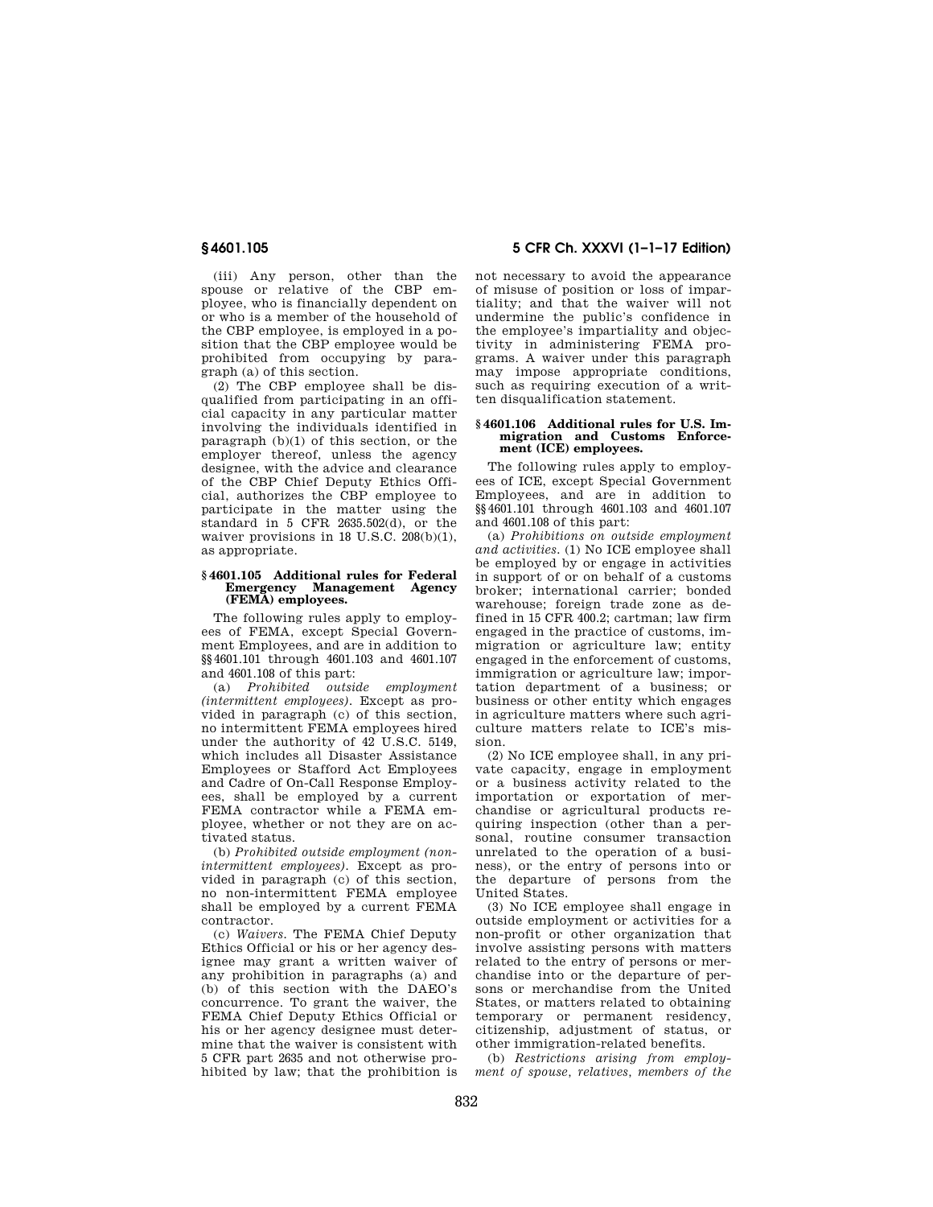(iii) Any person, other than the spouse or relative of the CBP employee, who is financially dependent on or who is a member of the household of the CBP employee, is employed in a position that the CBP employee would be prohibited from occupying by paragraph (a) of this section.

(2) The CBP employee shall be disqualified from participating in an official capacity in any particular matter involving the individuals identified in paragraph (b)(1) of this section, or the employer thereof, unless the agency designee, with the advice and clearance of the CBP Chief Deputy Ethics Official, authorizes the CBP employee to participate in the matter using the standard in 5 CFR 2635.502(d), or the waiver provisions in 18 U.S.C. 208(b)(1), as appropriate.

### § 4601.105 Additional rules for Federal Emergency Management Agency (FEMA) employees.

The following rules apply to employees of FEMA, except Special Government Employees, and are in addition to §§ 4601.101 through 4601.103 and 4601.107 and 4601.108 of this part:

(a) *Prohibited outside employment (intermittent employees).* Except as provided in paragraph (c) of this section, no intermittent FEMA employees hired under the authority of 42 U.S.C. 5149, which includes all Disaster Assistance Employees or Stafford Act Employees and Cadre of On-Call Response Employees, shall be employed by a current FEMA contractor while a FEMA employee, whether or not they are on activated status.

(b) *Prohibited outside employment (non-intermittent employees).* Except as provided in paragraph (c) of this section, no non-intermittent FEMA employee shall be employed by a current FEMA contractor.

(c) *Waivers.* The FEMA Chief Deputy Ethics Official or his or her agency designee may grant a written waiver of any prohibition in paragraphs (a) and (b) of this section with the DAEO's concurrence. To grant the waiver, the FEMA Chief Deputy Ethics Official or his or her agency designee must determine that the waiver is consistent with 5 CFR part 2635 and not otherwise prohibited by law; that the prohibition is not necessary to avoid the appearance of misuse of position or loss of impartiality; and that the waiver will not undermine the public's confidence in the employee's impartiality and objectivity in administering FEMA programs. A waiver under this paragraph may impose appropriate conditions, such as requiring execution of a written disqualification statement.

### § 4601.106 Additional rules for U.S. Immigration and Customs Enforcement (ICE) employees.

The following rules apply to employees of ICE, except Special Government Employees, and are in addition to §§ 4601.101 through 4601.103 and 4601.107 and 4601.108 of this part:

(a) *Prohibitions on outside employment and activities.* (1) No ICE employee shall be employed by or engage in activities in support of or on behalf of a customs broker; international carrier; bonded warehouse; foreign trade zone as defined in 15 CFR 400.2; cartman; law firm engaged in the practice of customs, immigration or agriculture law; entity engaged in the enforcement of customs, immigration or agriculture law; importation department of a business; or business or other entity which engages in agriculture matters where such agriculture matters relate to ICE's mission.

(2) No ICE employee shall, in any private capacity, engage in employment or a business activity related to the importation or exportation of merchandise or agricultural products requiring inspection (other than a personal, routine consumer transaction unrelated to the operation of a business), or the entry of persons into or the departure of persons from the United States.

(3) No ICE employee shall engage in outside employment or activities for a non-profit or other organization that involve assisting persons with matters related to the entry of persons or merchandise into or the departure of persons or merchandise from the United States, or matters related to obtaining temporary or permanent residency, citizenship, adjustment of status, or other immigration-related benefits.

(b) *Restrictions arising from employment of spouse, relatives, members of the*